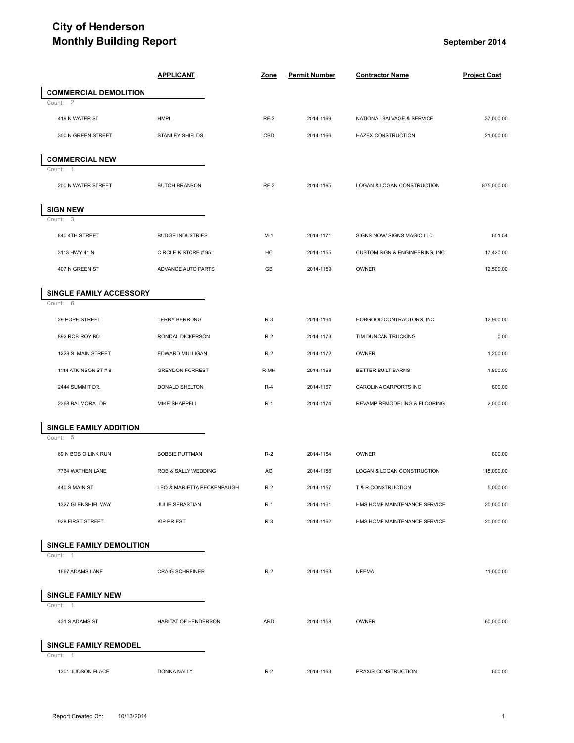# City of Henderson
# Monthly Building Report

**September 2014**

| | APPLICANT | Zone | Permit Number | Contractor Name | Project Cost |
|---|---|---|---|---|---|
| **COMMERCIAL DEMOLITION** | | | | | |
| Count: 2 | | | | | |
| 419 N WATER ST | HMPL | RF-2 | 2014-1169 | NATIONAL SALVAGE & SERVICE | 37,000.00 |
| 300 N GREEN STREET | STANLEY SHIELDS | CBD | 2014-1166 | HAZEX CONSTRUCTION | 21,000.00 |
| **COMMERCIAL NEW** | | | | | |
| Count: 1 | | | | | |
| 200 N WATER STREET | BUTCH BRANSON | RF-2 | 2014-1165 | LOGAN & LOGAN CONSTRUCTION | 875,000.00 |
| **SIGN NEW** | | | | | |
| Count: 3 | | | | | |
| 840 4TH STREET | BUDGE INDUSTRIES | M-1 | 2014-1171 | SIGNS NOW/ SIGNS MAGIC LLC | 601.54 |
| 3113 HWY 41 N | CIRCLE K STORE # 95 | HC | 2014-1155 | CUSTOM SIGN & ENGINEERING, INC | 17,420.00 |
| 407 N GREEN ST | ADVANCE AUTO PARTS | GB | 2014-1159 | OWNER | 12,500.00 |
| **SINGLE FAMILY ACCESSORY** | | | | | |
| Count: 6 | | | | | |
| 29 POPE STREET | TERRY BERRONG | R-3 | 2014-1164 | HOBGOOD CONTRACTORS, INC. | 12,900.00 |
| 892 ROB ROY RD | RONDAL DICKERSON | R-2 | 2014-1173 | TIM DUNCAN TRUCKING | 0.00 |
| 1229 S. MAIN STREET | EDWARD MULLIGAN | R-2 | 2014-1172 | OWNER | 1,200.00 |
| 1114 ATKINSON ST # 8 | GREYDON FORREST | R-MH | 2014-1168 | BETTER BUILT BARNS | 1,800.00 |
| 2444 SUMMIT DR. | DONALD SHELTON | R-4 | 2014-1167 | CAROLINA CARPORTS INC | 800.00 |
| 2368 BALMORAL DR | MIKE SHAPPELL | R-1 | 2014-1174 | REVAMP REMODELING & FLOORING | 2,000.00 |
| **SINGLE FAMILY ADDITION** | | | | | |
| Count: 5 | | | | | |
| 69 N BOB O LINK RUN | BOBBIE PUTTMAN | R-2 | 2014-1154 | OWNER | 800.00 |
| 7764 WATHEN LANE | ROB & SALLY WEDDING | AG | 2014-1156 | LOGAN & LOGAN CONSTRUCTION | 115,000.00 |
| 440 S MAIN ST | LEO & MARIETTA PECKENPAUGH | R-2 | 2014-1157 | T & R CONSTRUCTION | 5,000.00 |
| 1327 GLENSHIEL WAY | JULIE SEBASTIAN | R-1 | 2014-1161 | HMS HOME MAINTENANCE SERVICE | 20,000.00 |
| 928 FIRST STREET | KIP PRIEST | R-3 | 2014-1162 | HMS HOME MAINTENANCE SERVICE | 20,000.00 |
| **SINGLE FAMILY DEMOLITION** | | | | | |
| Count: 1 | | | | | |
| 1667 ADAMS LANE | CRAIG SCHREINER | R-2 | 2014-1163 | NEEMA | 11,000.00 |
| **SINGLE FAMILY NEW** | | | | | |
| Count: 1 | | | | | |
| 431 S ADAMS ST | HABITAT OF HENDERSON | ARD | 2014-1158 | OWNER | 60,000.00 |
| **SINGLE FAMILY REMODEL** | | | | | |
| Count: 1 | | | | | |
| 1301 JUDSON PLACE | DONNA NALLY | R-2 | 2014-1153 | PRAXIS CONSTRUCTION | 600.00 |

Report Created On: 10/13/2014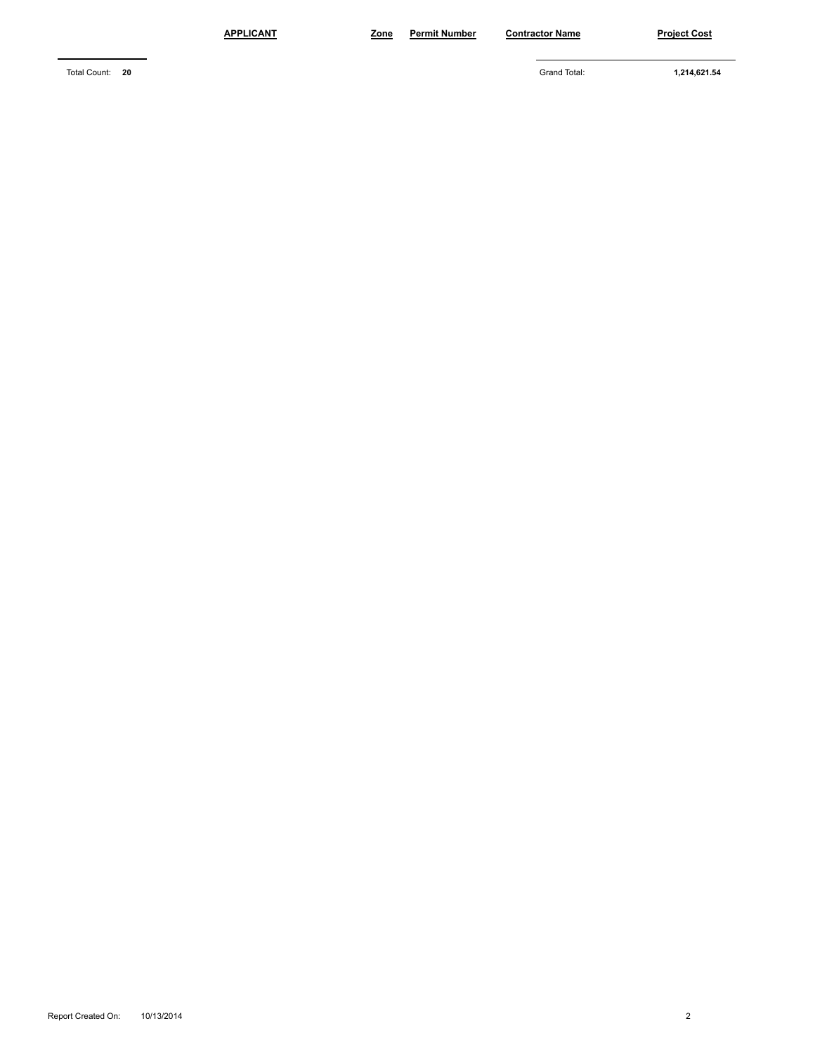| APPLICANT | Zone | Permit Number | Contractor Name | Project Cost |
|---|---|---|---|---|

Total Count: **20**

Grand Total: **1,214,621.54**

Report Created On: 10/13/2014